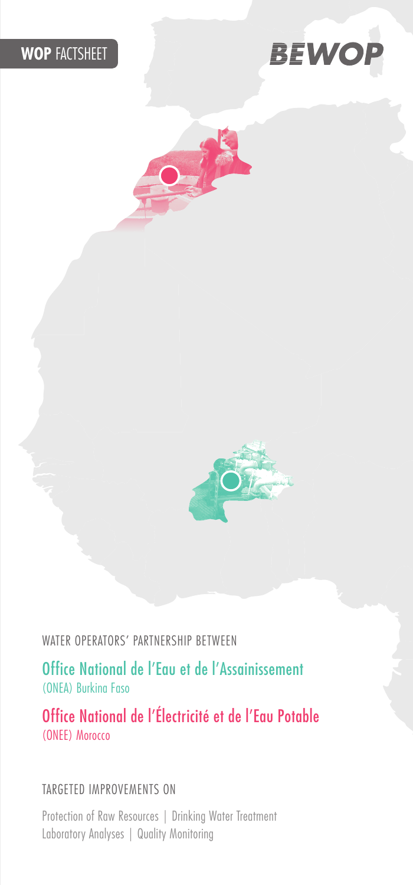**WOP** FACTSHEET

**BEWOP**

WATER OPERATORS' PARTNERSHIP BETWEEN

## Office National de l'Eau et de l'Assainissement
(ONEA) Burkina Faso

## Office National de l'Électricité et de l'Eau Potable
(ONEE) Morocco

TARGETED IMPROVEMENTS ON

Protection of Raw Resources | Drinking Water Treatment
Laboratory Analyses | Quality Monitoring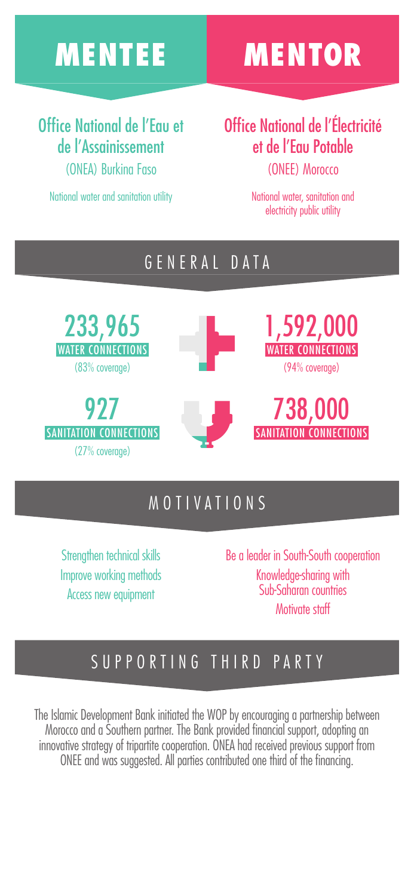| MENTEE | MENTOR |
| --- | --- |
| **Office National de l'Eau et de l'Assainissement** (ONEA) Burkina Faso | **Office National de l'Électricité et de l'Eau Potable** (ONEE) Morocco |
| National water and sanitation utility | National water, sanitation and electricity public utility |

## GENERAL DATA

| ONEA (Mentee) | ONEE (Mentor) |
| --- | --- |
| **233,965** WATER CONNECTIONS (83% coverage) | **1,592,000** WATER CONNECTIONS (94% coverage) |
| **927** SANITATION CONNECTIONS (27% coverage) | **738,000** SANITATION CONNECTIONS |

## MOTIVATIONS

| ONEA (Mentee) | ONEE (Mentor) |
| --- | --- |
| Strengthen technical skills | Be a leader in South-South cooperation |
| Improve working methods | Knowledge-sharing with Sub-Saharan countries |
| Access new equipment | Motivate staff |

## SUPPORTING THIRD PARTY

The Islamic Development Bank initiated the WOP by encouraging a partnership between Morocco and a Southern partner. The Bank provided financial support, adopting an innovative strategy of tripartite cooperation. ONEA had received previous support from ONEE and was suggested. All parties contributed one third of the financing.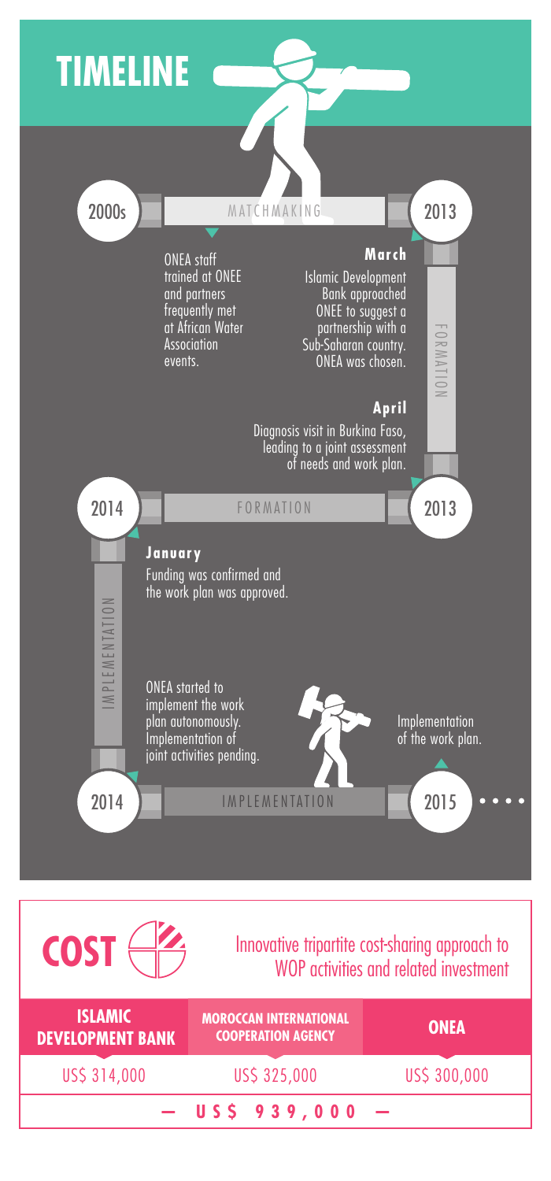# TIMELINE

## MATCHMAKING (2000s – 2013)

**2000s**

ONEA staff trained at ONEE and partners frequently met at African Water Association events.

**2013**

## FORMATION (2013 – 2014)

**March**

Islamic Development Bank approached ONEE to suggest a partnership with a Sub-Saharan country. ONEA was chosen.

**April**

Diagnosis visit in Burkina Faso, leading to a joint assessment of needs and work plan.

**2013**

**2014**

## IMPLEMENTATION (2014 – 2015)

**January**

Funding was confirmed and the work plan was approved.

ONEA started to implement the work plan autonomously. Implementation of joint activities pending.

**2014**

Implementation of the work plan.

**2015** ....

# COST

Innovative tripartite cost-sharing approach to WOP activities and related investment

| ISLAMIC DEVELOPMENT BANK | MOROCCAN INTERNATIONAL COOPERATION AGENCY | ONEA |
|---|---|---|
| US$ 314,000 | US$ 325,000 | US$ 300,000 |
| — US$ 939,000 — | | |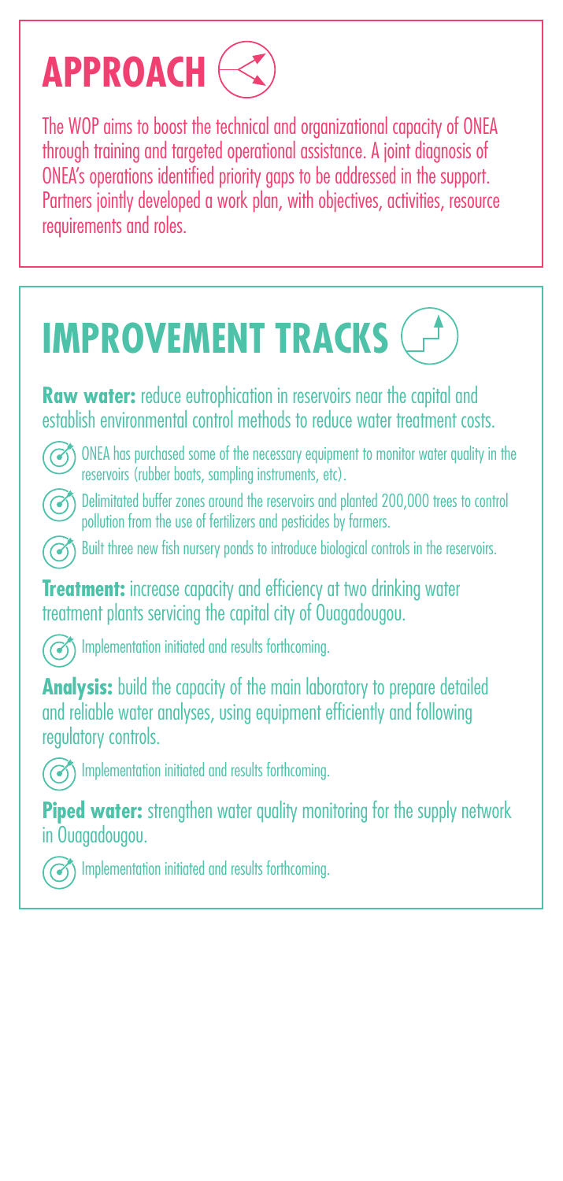# APPROACH

The WOP aims to boost the technical and organizational capacity of ONEA through training and targeted operational assistance. A joint diagnosis of ONEA's operations identified priority gaps to be addressed in the support. Partners jointly developed a work plan, with objectives, activities, resource requirements and roles.

# IMPROVEMENT TRACKS

**Raw water:** reduce eutrophication in reservoirs near the capital and establish environmental control methods to reduce water treatment costs.

- ONEA has purchased some of the necessary equipment to monitor water quality in the reservoirs (rubber boats, sampling instruments, etc).
- Delimitated buffer zones around the reservoirs and planted 200,000 trees to control pollution from the use of fertilizers and pesticides by farmers.
- Built three new fish nursery ponds to introduce biological controls in the reservoirs.

**Treatment:** increase capacity and efficiency at two drinking water treatment plants servicing the capital city of Ouagadougou.

- Implementation initiated and results forthcoming.

**Analysis:** build the capacity of the main laboratory to prepare detailed and reliable water analyses, using equipment efficiently and following regulatory controls.

- Implementation initiated and results forthcoming.

**Piped water:** strengthen water quality monitoring for the supply network in Ouagadougou.

- Implementation initiated and results forthcoming.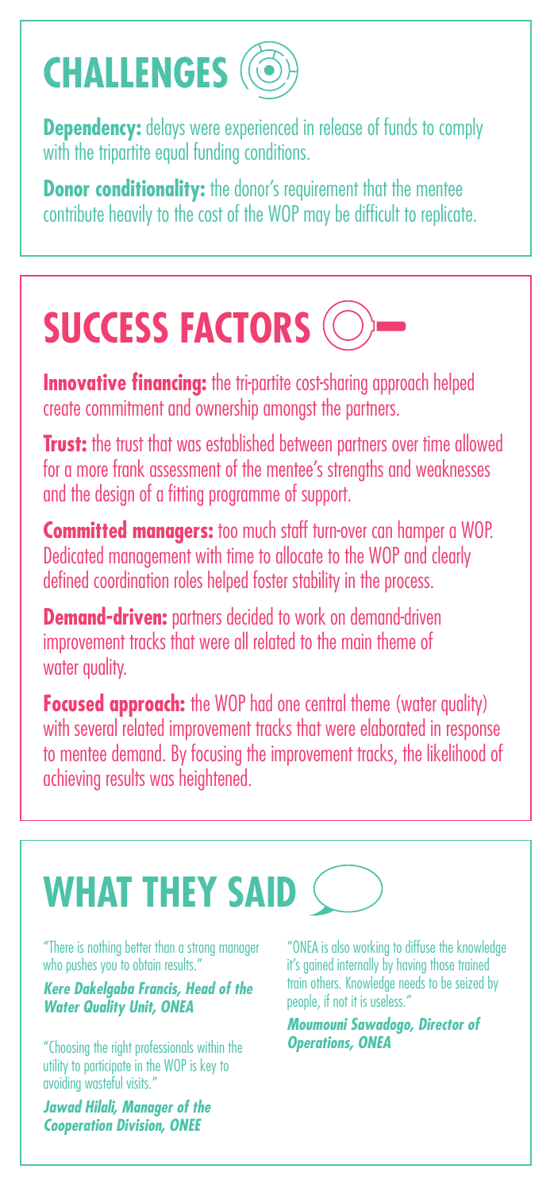## CHALLENGES

**Dependency:** delays were experienced in release of funds to comply with the tripartite equal funding conditions.

**Donor conditionality:** the donor's requirement that the mentee contribute heavily to the cost of the WOP may be difficult to replicate.

## SUCCESS FACTORS

**Innovative financing:** the tri-partite cost-sharing approach helped create commitment and ownership amongst the partners.

**Trust:** the trust that was established between partners over time allowed for a more frank assessment of the mentee's strengths and weaknesses and the design of a fitting programme of support.

**Committed managers:** too much staff turn-over can hamper a WOP. Dedicated management with time to allocate to the WOP and clearly defined coordination roles helped foster stability in the process.

**Demand-driven:** partners decided to work on demand-driven improvement tracks that were all related to the main theme of water quality.

**Focused approach:** the WOP had one central theme (water quality) with several related improvement tracks that were elaborated in response to mentee demand. By focusing the improvement tracks, the likelihood of achieving results was heightened.

## WHAT THEY SAID

"There is nothing better than a strong manager who pushes you to obtain results."

***Kere Dakelgaba Francis, Head of the Water Quality Unit, ONEA***

"Choosing the right professionals within the utility to participate in the WOP is key to avoiding wasteful visits."

***Jawad Hilali, Manager of the Cooperation Division, ONEE***

"ONEA is also working to diffuse the knowledge it's gained internally by having those trained train others. Knowledge needs to be seized by people, if not it is useless."

***Moumouni Sawadogo, Director of Operations, ONEA***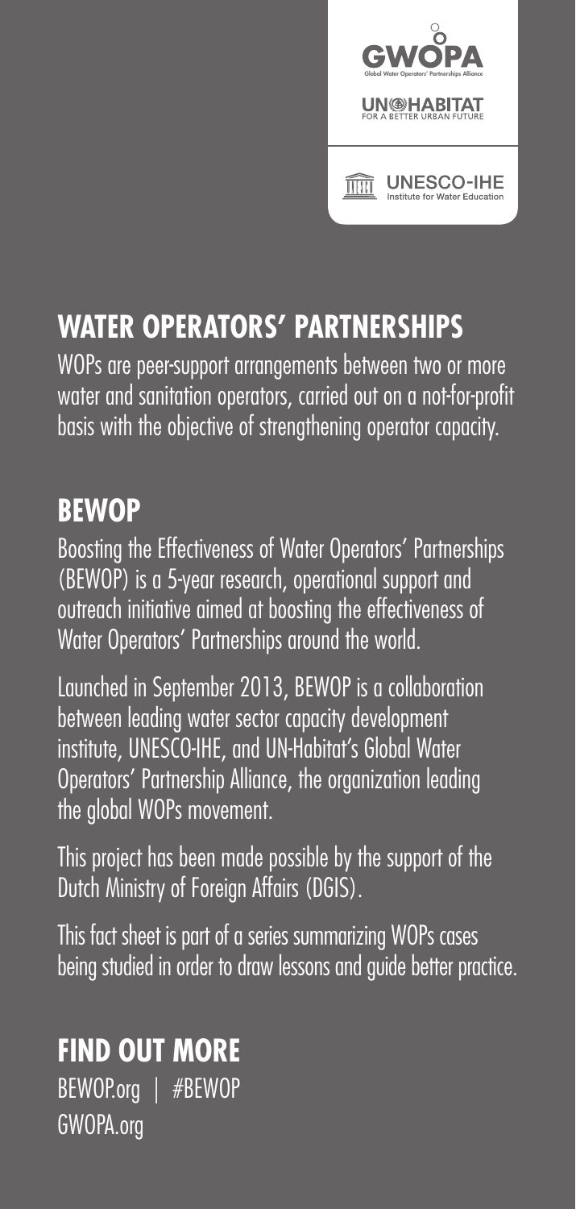GWOPA

Global Water Operators' Partnerships Alliance

UN-HABITAT
FOR A BETTER URBAN FUTURE

UNESCO-IHE
Institute for Water Education

## WATER OPERATORS' PARTNERSHIPS

WOPs are peer-support arrangements between two or more water and sanitation operators, carried out on a not-for-profit basis with the objective of strengthening operator capacity.

## BEWOP

Boosting the Effectiveness of Water Operators' Partnerships (BEWOP) is a 5-year research, operational support and outreach initiative aimed at boosting the effectiveness of Water Operators' Partnerships around the world.

Launched in September 2013, BEWOP is a collaboration between leading water sector capacity development institute, UNESCO-IHE, and UN-Habitat's Global Water Operators' Partnership Alliance, the organization leading the global WOPs movement.

This project has been made possible by the support of the Dutch Ministry of Foreign Affairs (DGIS).

This fact sheet is part of a series summarizing WOPs cases being studied in order to draw lessons and guide better practice.

## FIND OUT MORE

BEWOP.org | #BEWOP
GWOPA.org